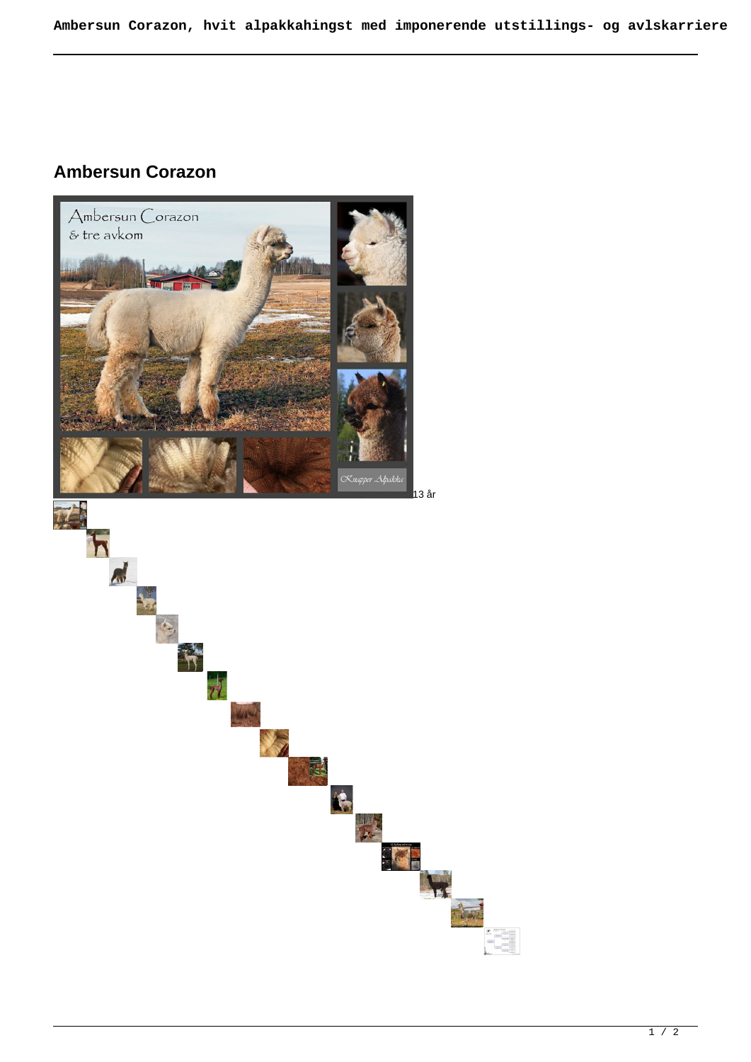## Ambersun Corazon

13 år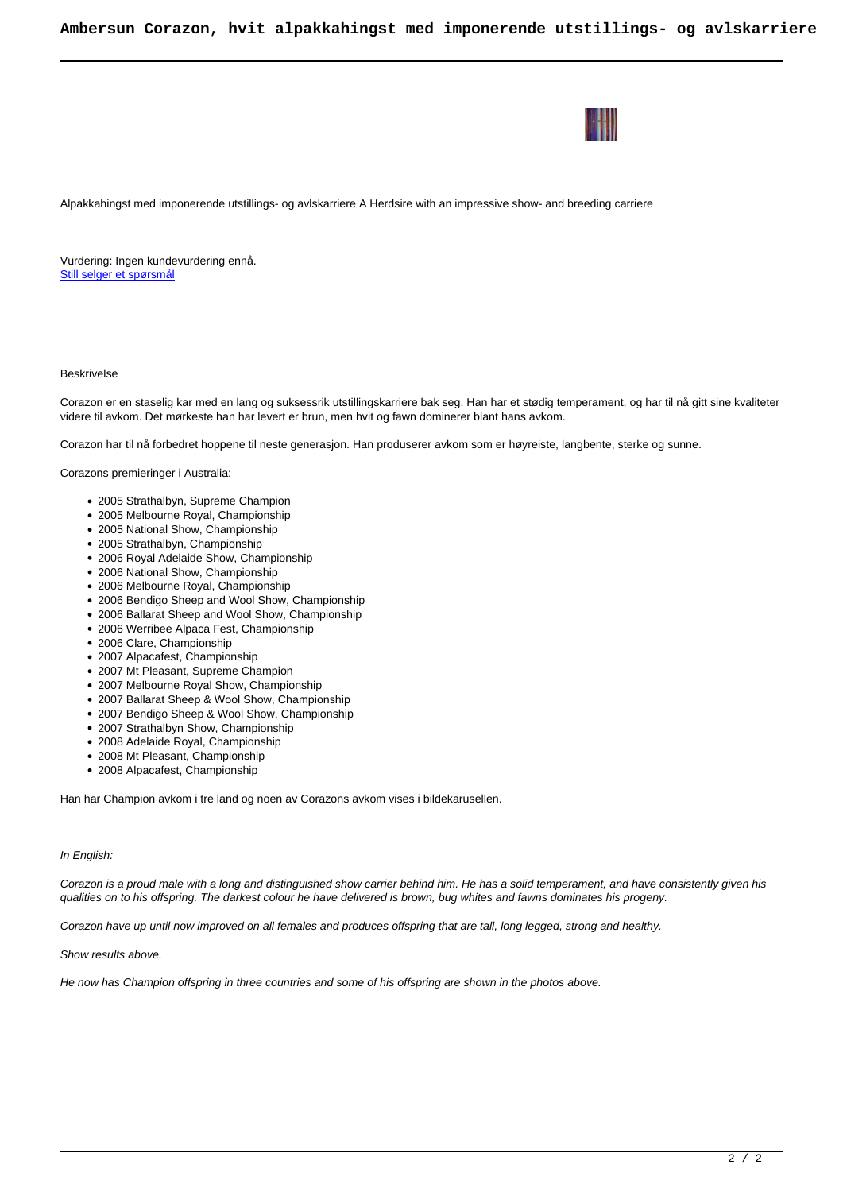Alpakkahingst med imponerende utstillings- og avlskarriere A Herdsire with an impressive show- and breeding carriere

Vurdering: Ingen kundevurdering ennå.
[Still selger et spørsmål]

Beskrivelse

Corazon er en staselig kar med en lang og suksessrik utstillingskarriere bak seg. Han har et stødig temperament, og har til nå gitt sine kvaliteter videre til avkom. Det mørkeste han har levert er brun, men hvit og fawn dominerer blant hans avkom.

Corazon har til nå forbedret hoppene til neste generasjon. Han produserer avkom som er høyreiste, langbente, sterke og sunne.

Corazons premieringer i Australia:

- 2005 Strathalbyn, Supreme Champion
- 2005 Melbourne Royal, Championship
- 2005 National Show, Championship
- 2005 Strathalbyn, Championship
- 2006 Royal Adelaide Show, Championship
- 2006 National Show, Championship
- 2006 Melbourne Royal, Championship
- 2006 Bendigo Sheep and Wool Show, Championship
- 2006 Ballarat Sheep and Wool Show, Championship
- 2006 Werribee Alpaca Fest, Championship
- 2006 Clare, Championship
- 2007 Alpacafest, Championship
- 2007 Mt Pleasant, Supreme Champion
- 2007 Melbourne Royal Show, Championship
- 2007 Ballarat Sheep & Wool Show, Championship
- 2007 Bendigo Sheep & Wool Show, Championship
- 2007 Strathalbyn Show, Championship
- 2008 Adelaide Royal, Championship
- 2008 Mt Pleasant, Championship
- 2008 Alpacafest, Championship

Han har Champion avkom i tre land og noen av Corazons avkom vises i bildekarusellen.

*In English:*

*Corazon is a proud male with a long and distinguished show carrier behind him. He has a solid temperament, and have consistently given his qualities on to his offspring. The darkest colour he have delivered is brown, bug whites and fawns dominates his progeny.*

*Corazon have up until now improved on all females and produces offspring that are tall, long legged, strong and healthy.*

*Show results above.*

*He now has Champion offspring in three countries and some of his offspring are shown in the photos above.*